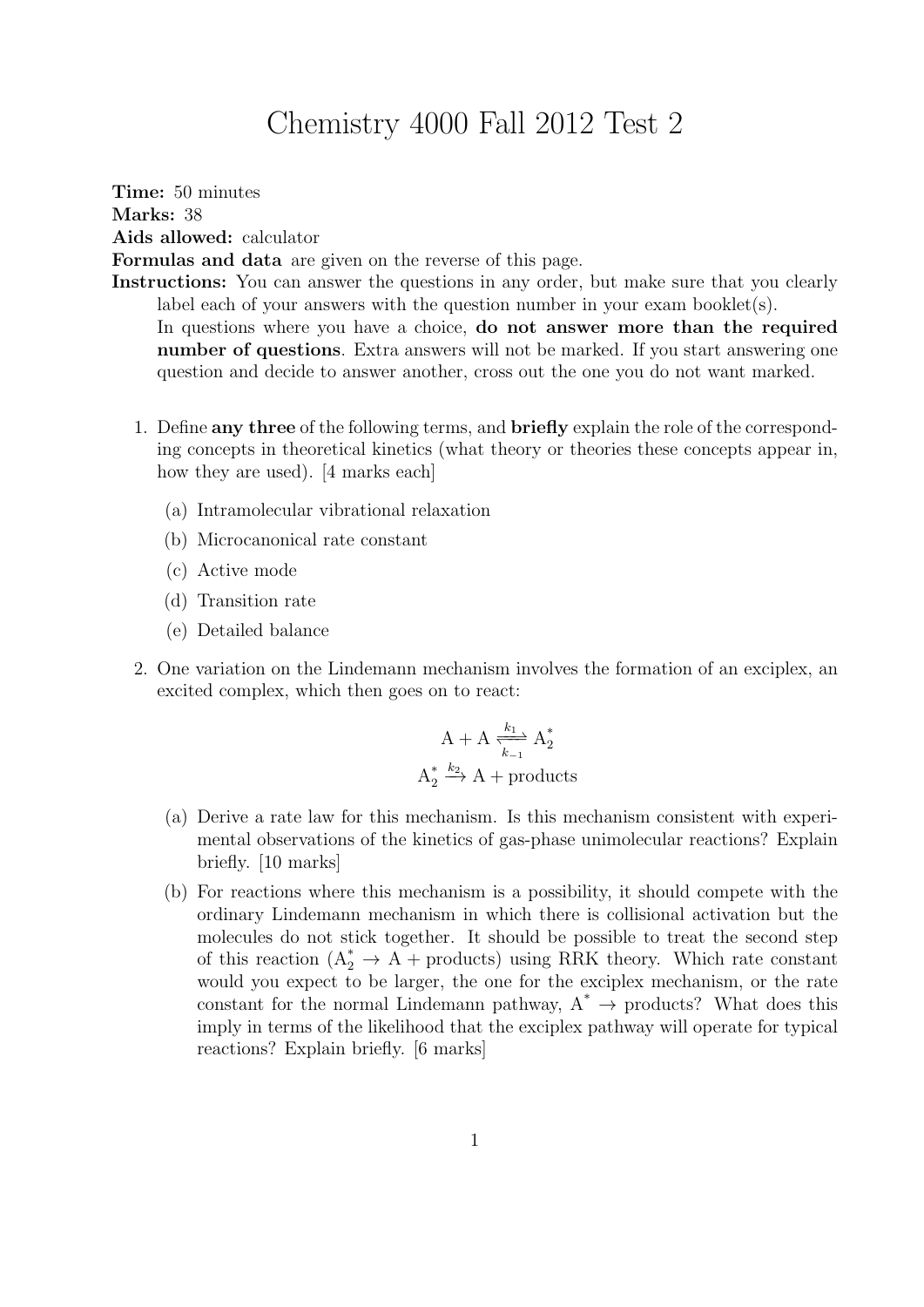# Chemistry 4000 Fall 2012 Test 2

**Time:** 50 minutes
**Marks:** 38
**Aids allowed:** calculator
**Formulas and data** are given on the reverse of this page.
**Instructions:** You can answer the questions in any order, but make sure that you clearly label each of your answers with the question number in your exam booklet(s).
In questions where you have a choice, **do not answer more than the required number of questions**. Extra answers will not be marked. If you start answering one question and decide to answer another, cross out the one you do not want marked.

1. Define **any three** of the following terms, and **briefly** explain the role of the corresponding concepts in theoretical kinetics (what theory or theories these concepts appear in, how they are used). [4 marks each]

   (a) Intramolecular vibrational relaxation

   (b) Microcanonical rate constant

   (c) Active mode

   (d) Transition rate

   (e) Detailed balance

2. One variation on the Lindemann mechanism involves the formation of an exciplex, an excited complex, which then goes on to react:

$$\mathrm{A} + \mathrm{A} \underset{k_{-1}}{\overset{k_1}{\rightleftharpoons}} \mathrm{A}_2^*$$

$$\mathrm{A}_2^* \xrightarrow{k_2} \mathrm{A} + \text{products}$$

   (a) Derive a rate law for this mechanism. Is this mechanism consistent with experimental observations of the kinetics of gas-phase unimolecular reactions? Explain briefly. [10 marks]

   (b) For reactions where this mechanism is a possibility, it should compete with the ordinary Lindemann mechanism in which there is collisional activation but the molecules do not stick together. It should be possible to treat the second step of this reaction ($\mathrm{A}_2^* \rightarrow \mathrm{A}$ + products) using RRK theory. Which rate constant would you expect to be larger, the one for the exciplex mechanism, or the rate constant for the normal Lindemann pathway, $\mathrm{A}^* \rightarrow$ products? What does this imply in terms of the likelihood that the exciplex pathway will operate for typical reactions? Explain briefly. [6 marks]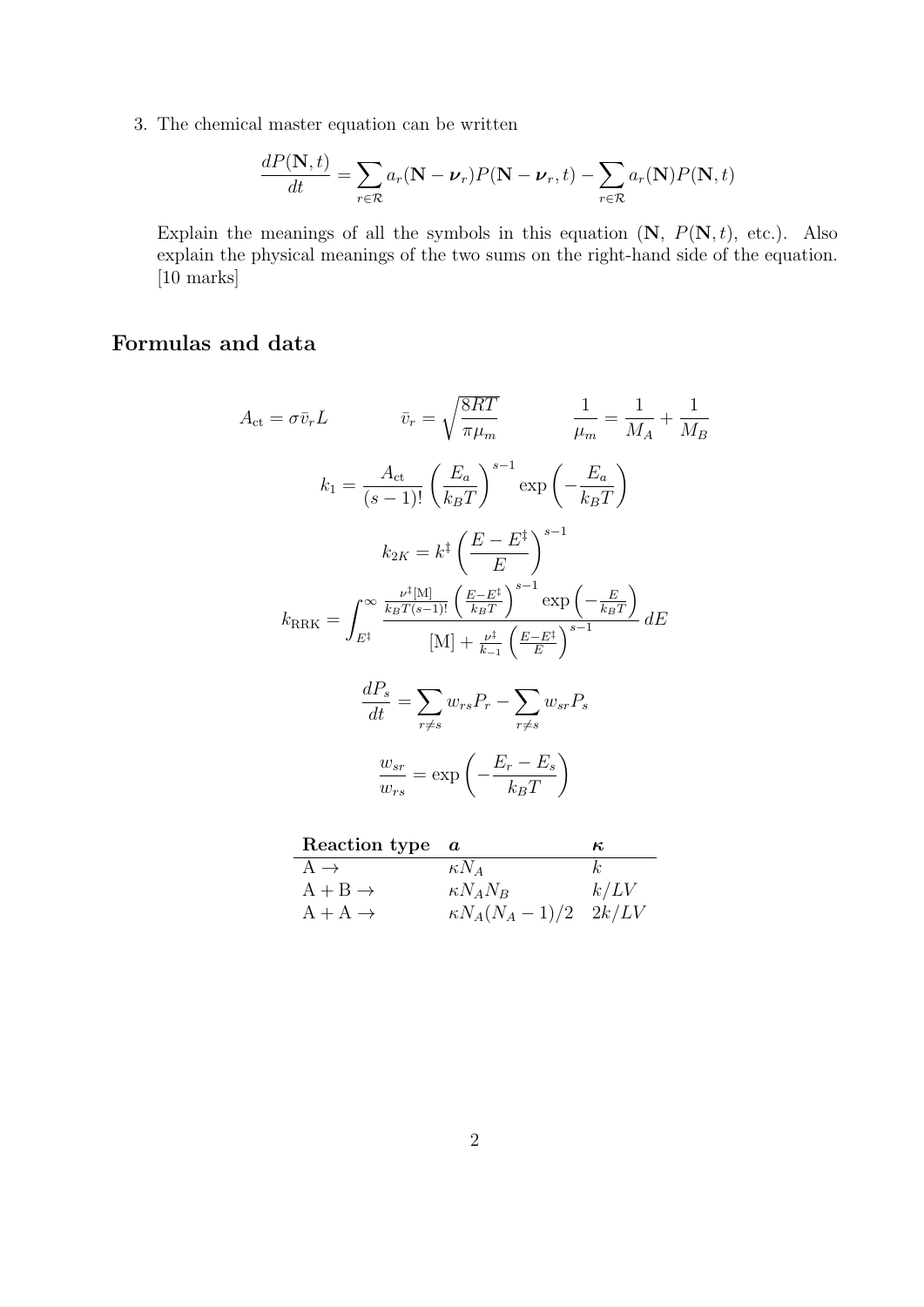3. The chemical master equation can be written

$$\frac{dP(\mathbf{N},t)}{dt} = \sum_{r\in\mathcal{R}} a_r(\mathbf{N}-\boldsymbol{\nu}_r)P(\mathbf{N}-\boldsymbol{\nu}_r,t) - \sum_{r\in\mathcal{R}} a_r(\mathbf{N})P(\mathbf{N},t)$$

Explain the meanings of all the symbols in this equation ($\mathbf{N}$, $P(\mathbf{N},t)$, etc.). Also explain the physical meanings of the two sums on the right-hand side of the equation. [10 marks]

## Formulas and data

$$A_{\text{ct}} = \sigma \bar{v}_r L \qquad \bar{v}_r = \sqrt{\frac{8RT}{\pi \mu_m}} \qquad \frac{1}{\mu_m} = \frac{1}{M_A} + \frac{1}{M_B}$$

$$k_1 = \frac{A_{\text{ct}}}{(s-1)!}\left(\frac{E_a}{k_BT}\right)^{s-1}\exp\left(-\frac{E_a}{k_BT}\right)$$

$$k_{2K} = k^{\ddagger}\left(\frac{E-E^{\ddagger}}{E}\right)^{s-1}$$

$$k_{\text{RRK}} = \int_{E^{\ddagger}}^{\infty} \frac{\frac{\nu^{\ddagger}[\text{M}]}{k_BT(s-1)!}\left(\frac{E-E^{\ddagger}}{k_BT}\right)^{s-1}\exp\left(-\frac{E}{k_BT}\right)}{[\text{M}] + \frac{\nu^{\ddagger}}{k_{-1}}\left(\frac{E-E^{\ddagger}}{E}\right)^{s-1}}\,dE$$

$$\frac{dP_s}{dt} = \sum_{r\neq s} w_{rs}P_r - \sum_{r\neq s} w_{sr}P_s$$

$$\frac{w_{sr}}{w_{rs}} = \exp\left(-\frac{E_r - E_s}{k_BT}\right)$$

| **Reaction type** | $\boldsymbol{a}$ | $\boldsymbol{\kappa}$ |
|---|---|---|
| $A \rightarrow$ | $\kappa N_A$ | $k$ |
| $A + B \rightarrow$ | $\kappa N_A N_B$ | $k/LV$ |
| $A + A \rightarrow$ | $\kappa N_A(N_A-1)/2$ | $2k/LV$ |